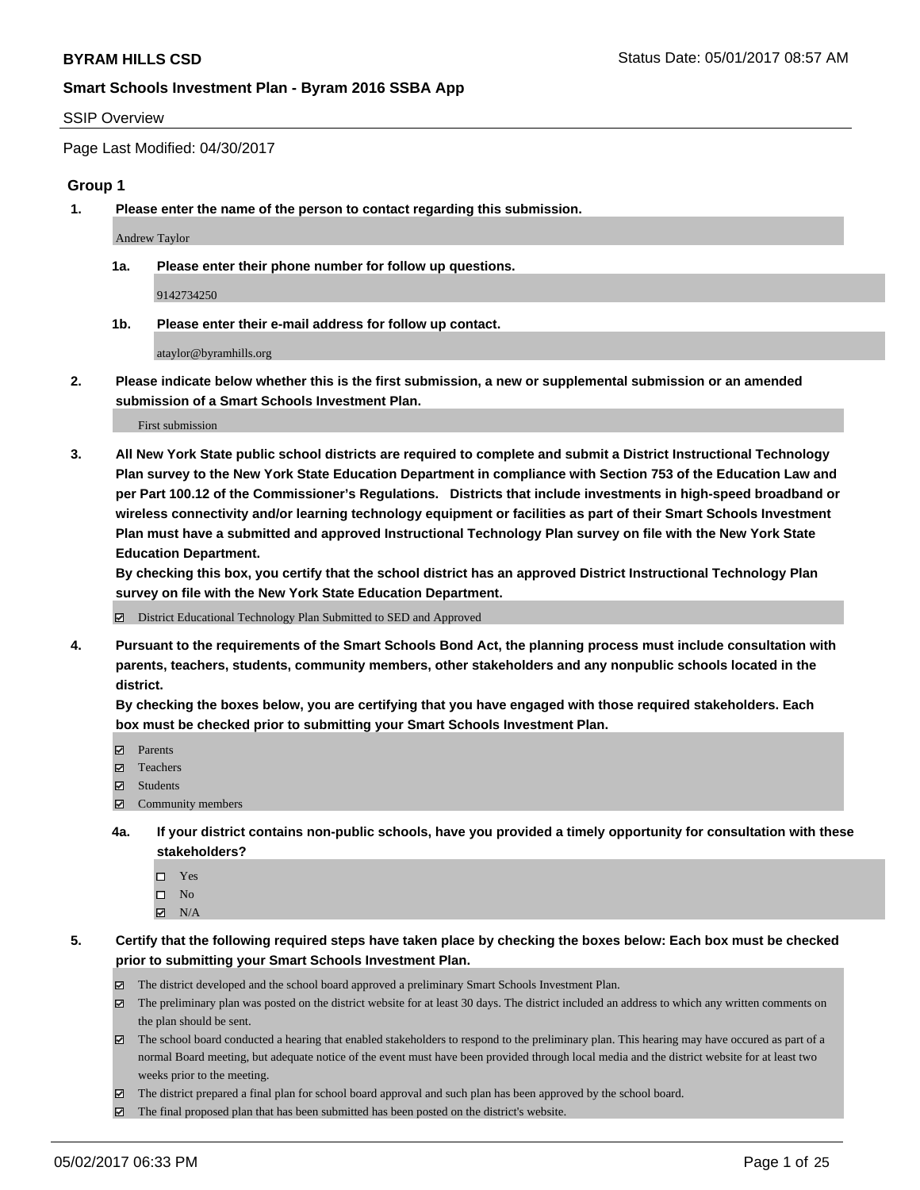**BYRAM HILLS CSD** Status Date: 05/01/2017 08:57 AM

**Smart Schools Investment Plan - Byram 2016 SSBA App**

SSIP Overview

Page Last Modified: 04/30/2017

## Group 1

**1. Please enter the name of the person to contact regarding this submission.**

Andrew Taylor

**1a. Please enter their phone number for follow up questions.**

9142734250

**1b. Please enter their e-mail address for follow up contact.**

ataylor@byramhills.org

**2. Please indicate below whether this is the first submission, a new or supplemental submission or an amended submission of a Smart Schools Investment Plan.**

First submission

**3. All New York State public school districts are required to complete and submit a District Instructional Technology Plan survey to the New York State Education Department in compliance with Section 753 of the Education Law and per Part 100.12 of the Commissioner's Regulations. Districts that include investments in high-speed broadband or wireless connectivity and/or learning technology equipment or facilities as part of their Smart Schools Investment Plan must have a submitted and approved Instructional Technology Plan survey on file with the New York State Education Department.**
**By checking this box, you certify that the school district has an approved District Instructional Technology Plan survey on file with the New York State Education Department.**

- [x] District Educational Technology Plan Submitted to SED and Approved

**4. Pursuant to the requirements of the Smart Schools Bond Act, the planning process must include consultation with parents, teachers, students, community members, other stakeholders and any nonpublic schools located in the district.**
**By checking the boxes below, you are certifying that you have engaged with those required stakeholders. Each box must be checked prior to submitting your Smart Schools Investment Plan.**

- [x] Parents
- [x] Teachers
- [x] Students
- [x] Community members

**4a. If your district contains non-public schools, have you provided a timely opportunity for consultation with these stakeholders?**

- [ ] Yes
- [ ] No
- [x] N/A

**5. Certify that the following required steps have taken place by checking the boxes below: Each box must be checked prior to submitting your Smart Schools Investment Plan.**

- [x] The district developed and the school board approved a preliminary Smart Schools Investment Plan.
- [x] The preliminary plan was posted on the district website for at least 30 days. The district included an address to which any written comments on the plan should be sent.
- [x] The school board conducted a hearing that enabled stakeholders to respond to the preliminary plan. This hearing may have occured as part of a normal Board meeting, but adequate notice of the event must have been provided through local media and the district website for at least two weeks prior to the meeting.
- [x] The district prepared a final plan for school board approval and such plan has been approved by the school board.
- [x] The final proposed plan that has been submitted has been posted on the district's website.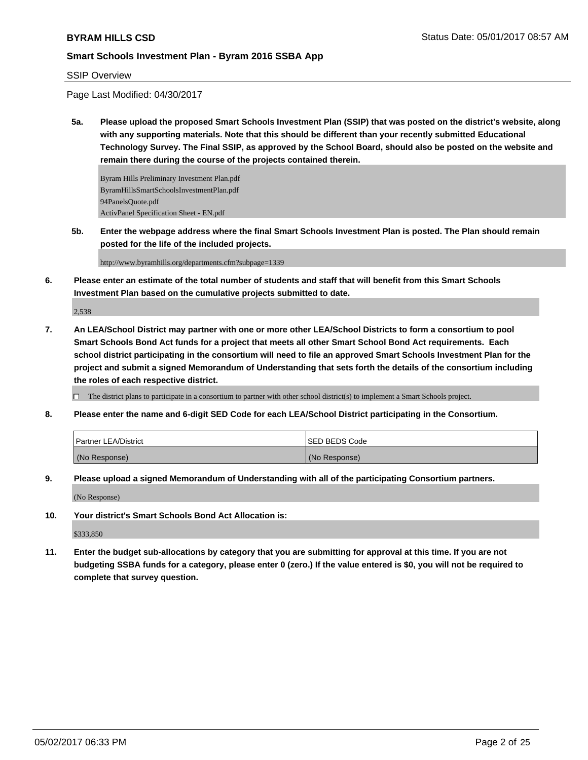SSIP Overview

Page Last Modified: 04/30/2017

**5a. Please upload the proposed Smart Schools Investment Plan (SSIP) that was posted on the district's website, along with any supporting materials. Note that this should be different than your recently submitted Educational Technology Survey. The Final SSIP, as approved by the School Board, should also be posted on the website and remain there during the course of the projects contained therein.**

Byram Hills Preliminary Investment Plan.pdf
ByramHillsSmartSchoolsInvestmentPlan.pdf
94PanelsQuote.pdf
ActivPanel Specification Sheet - EN.pdf

**5b. Enter the webpage address where the final Smart Schools Investment Plan is posted. The Plan should remain posted for the life of the included projects.**

http://www.byramhills.org/departments.cfm?subpage=1339

**6. Please enter an estimate of the total number of students and staff that will benefit from this Smart Schools Investment Plan based on the cumulative projects submitted to date.**

2,538

**7. An LEA/School District may partner with one or more other LEA/School Districts to form a consortium to pool Smart Schools Bond Act funds for a project that meets all other Smart School Bond Act requirements. Each school district participating in the consortium will need to file an approved Smart Schools Investment Plan for the project and submit a signed Memorandum of Understanding that sets forth the details of the consortium including the roles of each respective district.**

☐ The district plans to participate in a consortium to partner with other school district(s) to implement a Smart Schools project.

**8. Please enter the name and 6-digit SED Code for each LEA/School District participating in the Consortium.**

| Partner LEA/District | SED BEDS Code |
| --- | --- |
| (No Response) | (No Response) |

**9. Please upload a signed Memorandum of Understanding with all of the participating Consortium partners.**

(No Response)

**10. Your district's Smart Schools Bond Act Allocation is:**

$333,850

**11. Enter the budget sub-allocations by category that you are submitting for approval at this time. If you are not budgeting SSBA funds for a category, please enter 0 (zero.) If the value entered is $0, you will not be required to complete that survey question.**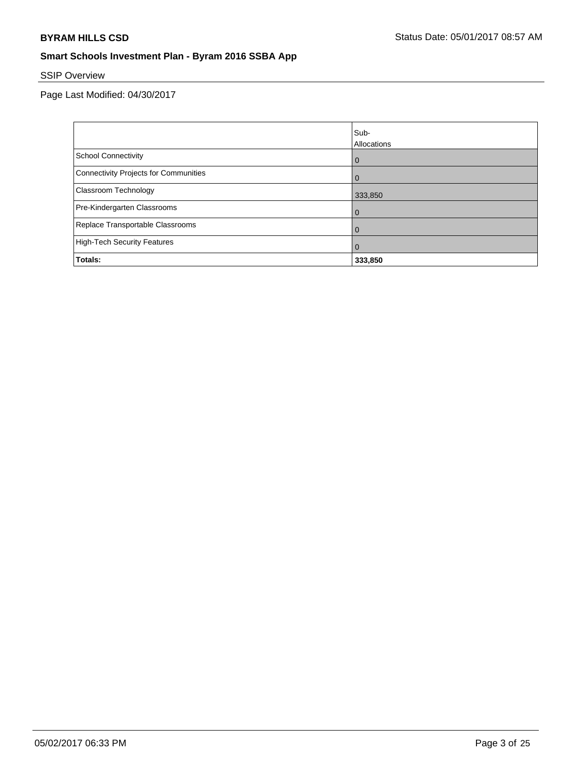## SSIP Overview

Page Last Modified: 04/30/2017

| | Sub-Allocations |
|---|---|
| School Connectivity | 0 |
| Connectivity Projects for Communities | 0 |
| Classroom Technology | 333,850 |
| Pre-Kindergarten Classrooms | 0 |
| Replace Transportable Classrooms | 0 |
| High-Tech Security Features | 0 |
| **Totals:** | **333,850** |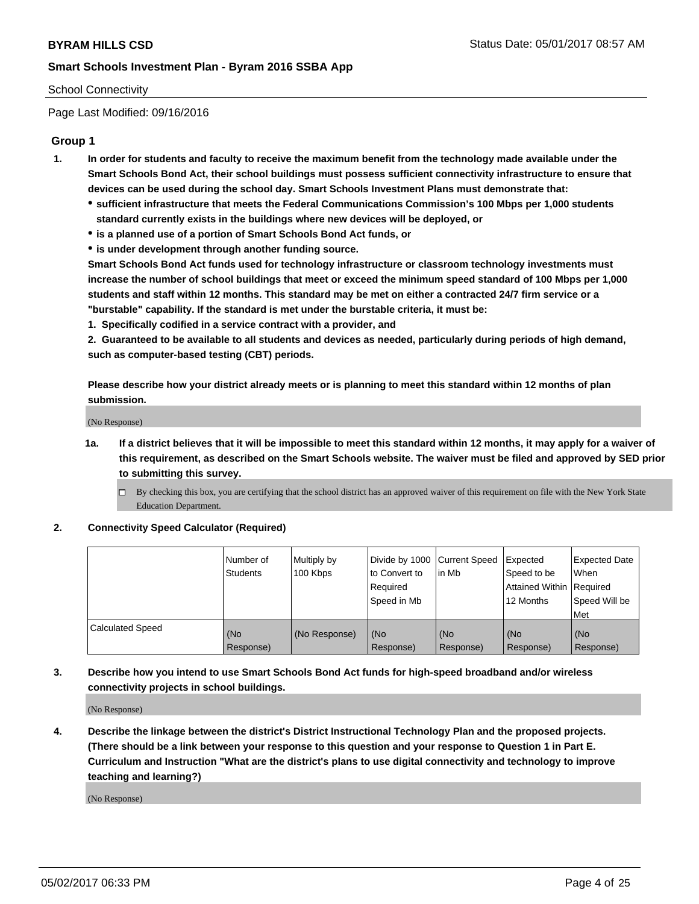School Connectivity

Page Last Modified: 09/16/2016

## Group 1

1. **In order for students and faculty to receive the maximum benefit from the technology made available under the Smart Schools Bond Act, their school buildings must possess sufficient connectivity infrastructure to ensure that devices can be used during the school day. Smart Schools Investment Plans must demonstrate that:**
   - **sufficient infrastructure that meets the Federal Communications Commission's 100 Mbps per 1,000 students standard currently exists in the buildings where new devices will be deployed, or**
   - **is a planned use of a portion of Smart Schools Bond Act funds, or**
   - **is under development through another funding source.**

   **Smart Schools Bond Act funds used for technology infrastructure or classroom technology investments must increase the number of school buildings that meet or exceed the minimum speed standard of 100 Mbps per 1,000 students and staff within 12 months. This standard may be met on either a contracted 24/7 firm service or a "burstable" capability. If the standard is met under the burstable criteria, it must be:**

   **1. Specifically codified in a service contract with a provider, and**

   **2. Guaranteed to be available to all students and devices as needed, particularly during periods of high demand, such as computer-based testing (CBT) periods.**

   **Please describe how your district already meets or is planning to meet this standard within 12 months of plan submission.**

   (No Response)

   1a. **If a district believes that it will be impossible to meet this standard within 12 months, it may apply for a waiver of this requirement, as described on the Smart Schools website. The waiver must be filed and approved by SED prior to submitting this survey.**

   - [ ] By checking this box, you are certifying that the school district has an approved waiver of this requirement on file with the New York State Education Department.

2. **Connectivity Speed Calculator (Required)**

| | Number of Students | Multiply by 100 Kbps | Divide by 1000 to Convert to Required Speed in Mb | Current Speed in Mb | Expected Speed to be Attained Within 12 Months | Expected Date When Required Speed Will be Met |
|---|---|---|---|---|---|---|
| Calculated Speed | (No Response) | (No Response) | (No Response) | (No Response) | (No Response) | (No Response) |

3. **Describe how you intend to use Smart Schools Bond Act funds for high-speed broadband and/or wireless connectivity projects in school buildings.**

   (No Response)

4. **Describe the linkage between the district's District Instructional Technology Plan and the proposed projects. (There should be a link between your response to this question and your response to Question 1 in Part E. Curriculum and Instruction "What are the district's plans to use digital connectivity and technology to improve teaching and learning?)**

   (No Response)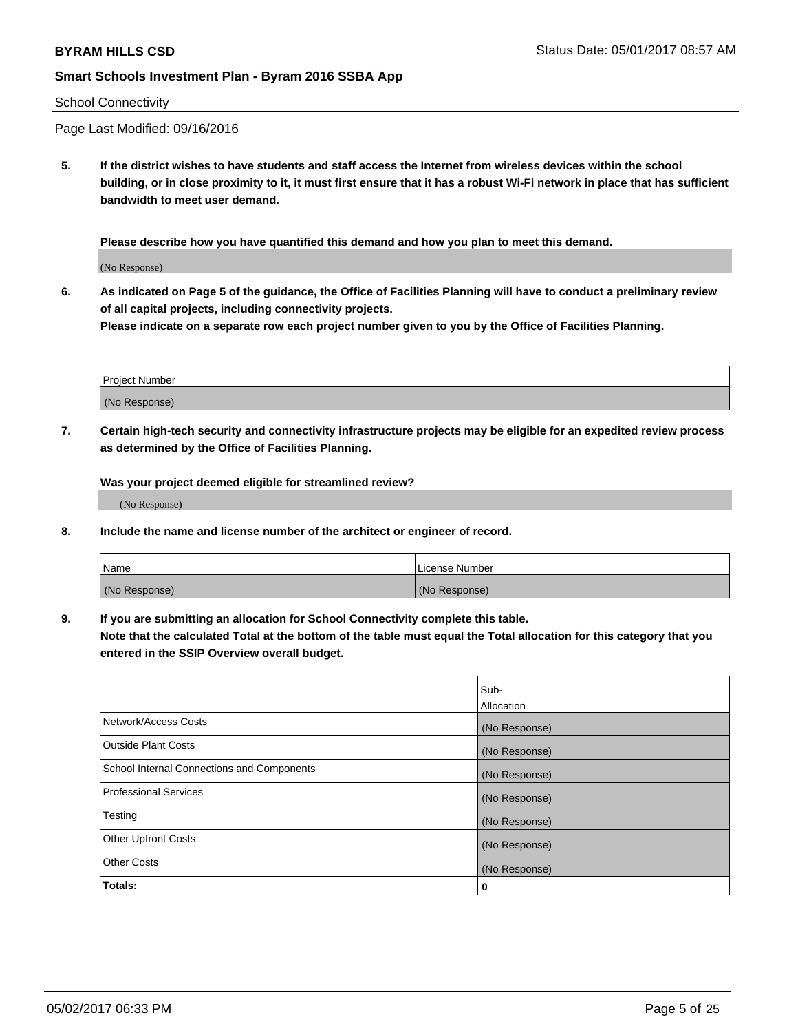School Connectivity

Page Last Modified: 09/16/2016

**5. If the district wishes to have students and staff access the Internet from wireless devices within the school building, or in close proximity to it, it must first ensure that it has a robust Wi-Fi network in place that has sufficient bandwidth to meet user demand.**

**Please describe how you have quantified this demand and how you plan to meet this demand.**

(No Response)

**6. As indicated on Page 5 of the guidance, the Office of Facilities Planning will have to conduct a preliminary review of all capital projects, including connectivity projects.**
**Please indicate on a separate row each project number given to you by the Office of Facilities Planning.**

| Project Number |
| --- |
| (No Response) |

**7. Certain high-tech security and connectivity infrastructure projects may be eligible for an expedited review process as determined by the Office of Facilities Planning.**

**Was your project deemed eligible for streamlined review?**

(No Response)

**8. Include the name and license number of the architect or engineer of record.**

| Name | License Number |
| --- | --- |
| (No Response) | (No Response) |

**9. If you are submitting an allocation for School Connectivity complete this table.**
**Note that the calculated Total at the bottom of the table must equal the Total allocation for this category that you entered in the SSIP Overview overall budget.**

| | Sub-Allocation |
| --- | --- |
| Network/Access Costs | (No Response) |
| Outside Plant Costs | (No Response) |
| School Internal Connections and Components | (No Response) |
| Professional Services | (No Response) |
| Testing | (No Response) |
| Other Upfront Costs | (No Response) |
| Other Costs | (No Response) |
| **Totals:** | **0** |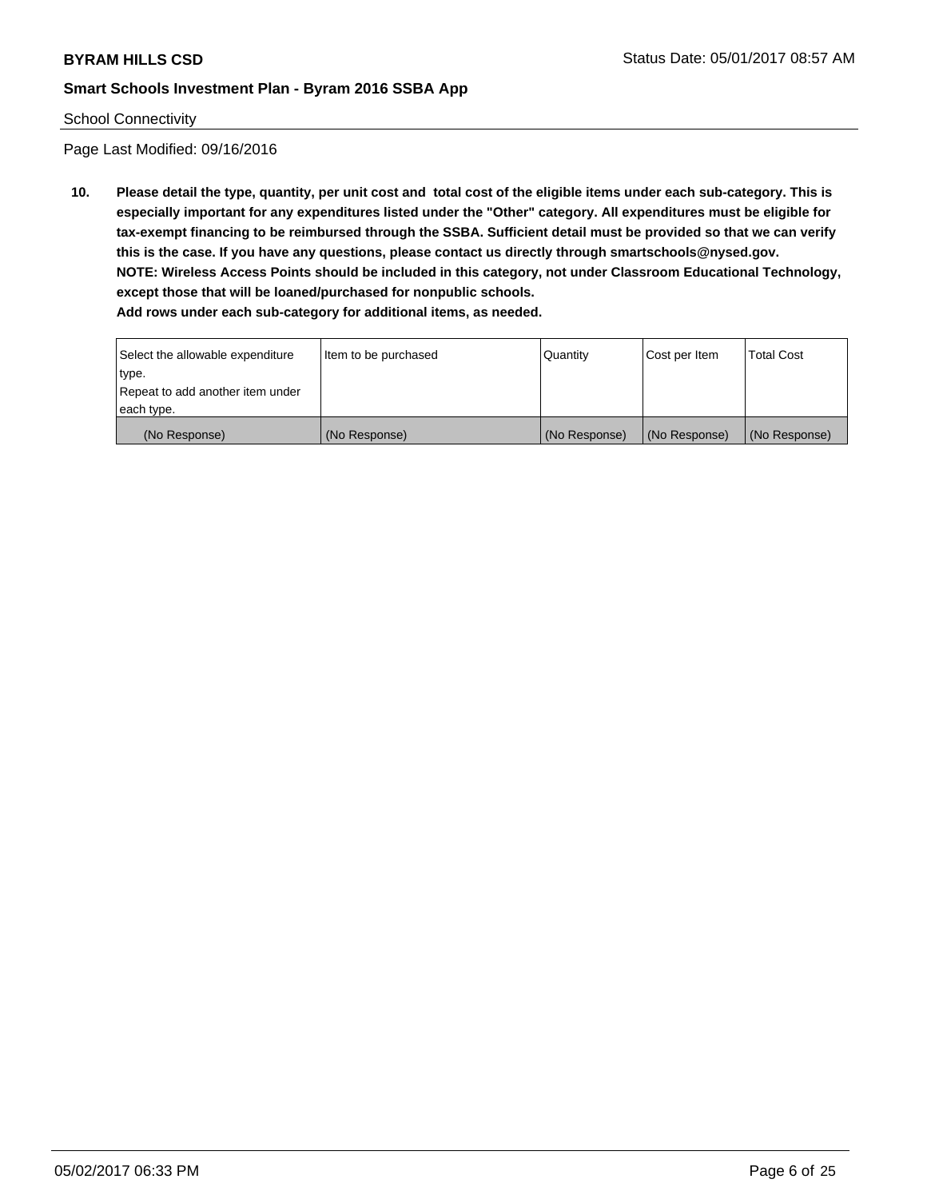School Connectivity

Page Last Modified: 09/16/2016

**10. Please detail the type, quantity, per unit cost and total cost of the eligible items under each sub-category. This is especially important for any expenditures listed under the "Other" category. All expenditures must be eligible for tax-exempt financing to be reimbursed through the SSBA. Sufficient detail must be provided so that we can verify this is the case. If you have any questions, please contact us directly through smartschools@nysed.gov.**
**NOTE: Wireless Access Points should be included in this category, not under Classroom Educational Technology, except those that will be loaned/purchased for nonpublic schools.**
**Add rows under each sub-category for additional items, as needed.**

| Select the allowable expenditure type. Repeat to add another item under each type. | Item to be purchased | Quantity | Cost per Item | Total Cost |
|---|---|---|---|---|
| (No Response) | (No Response) | (No Response) | (No Response) | (No Response) |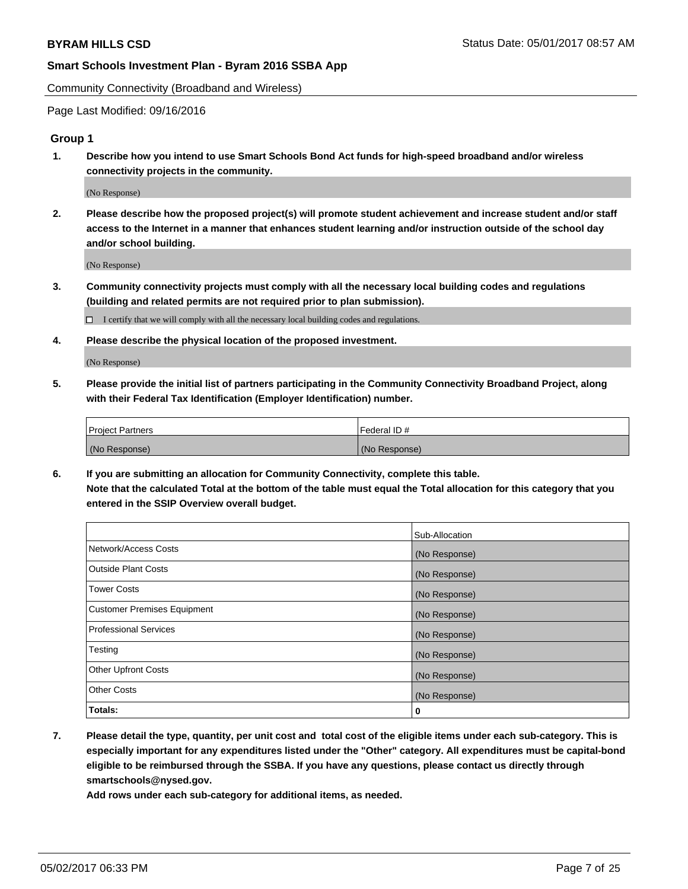Community Connectivity (Broadband and Wireless)

Page Last Modified: 09/16/2016

## Group 1

**1. Describe how you intend to use Smart Schools Bond Act funds for high-speed broadband and/or wireless connectivity projects in the community.**

(No Response)

**2. Please describe how the proposed project(s) will promote student achievement and increase student and/or staff access to the Internet in a manner that enhances student learning and/or instruction outside of the school day and/or school building.**

(No Response)

**3. Community connectivity projects must comply with all the necessary local building codes and regulations (building and related permits are not required prior to plan submission).**

☐ I certify that we will comply with all the necessary local building codes and regulations.

**4. Please describe the physical location of the proposed investment.**

(No Response)

**5. Please provide the initial list of partners participating in the Community Connectivity Broadband Project, along with their Federal Tax Identification (Employer Identification) number.**

| Project Partners | Federal ID # |
|---|---|
| (No Response) | (No Response) |

**6. If you are submitting an allocation for Community Connectivity, complete this table.**
**Note that the calculated Total at the bottom of the table must equal the Total allocation for this category that you entered in the SSIP Overview overall budget.**

| | Sub-Allocation |
|---|---|
| Network/Access Costs | (No Response) |
| Outside Plant Costs | (No Response) |
| Tower Costs | (No Response) |
| Customer Premises Equipment | (No Response) |
| Professional Services | (No Response) |
| Testing | (No Response) |
| Other Upfront Costs | (No Response) |
| Other Costs | (No Response) |
| **Totals:** | **0** |

**7. Please detail the type, quantity, per unit cost and total cost of the eligible items under each sub-category. This is especially important for any expenditures listed under the "Other" category. All expenditures must be capital-bond eligible to be reimbursed through the SSBA. If you have any questions, please contact us directly through smartschools@nysed.gov.**
**Add rows under each sub-category for additional items, as needed.**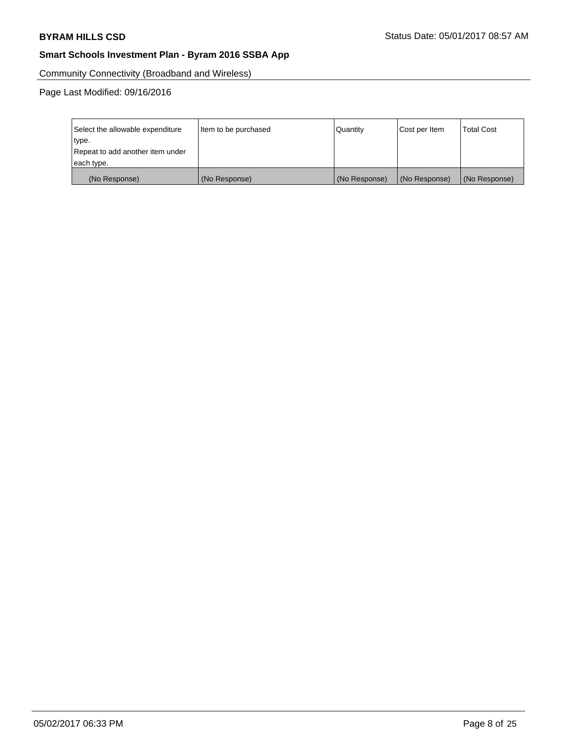Community Connectivity (Broadband and Wireless)

Page Last Modified: 09/16/2016

| Select the allowable expenditure type.<br>Repeat to add another item under each type. | Item to be purchased | Quantity | Cost per Item | Total Cost |
|---|---|---|---|---|
| (No Response) | (No Response) | (No Response) | (No Response) | (No Response) |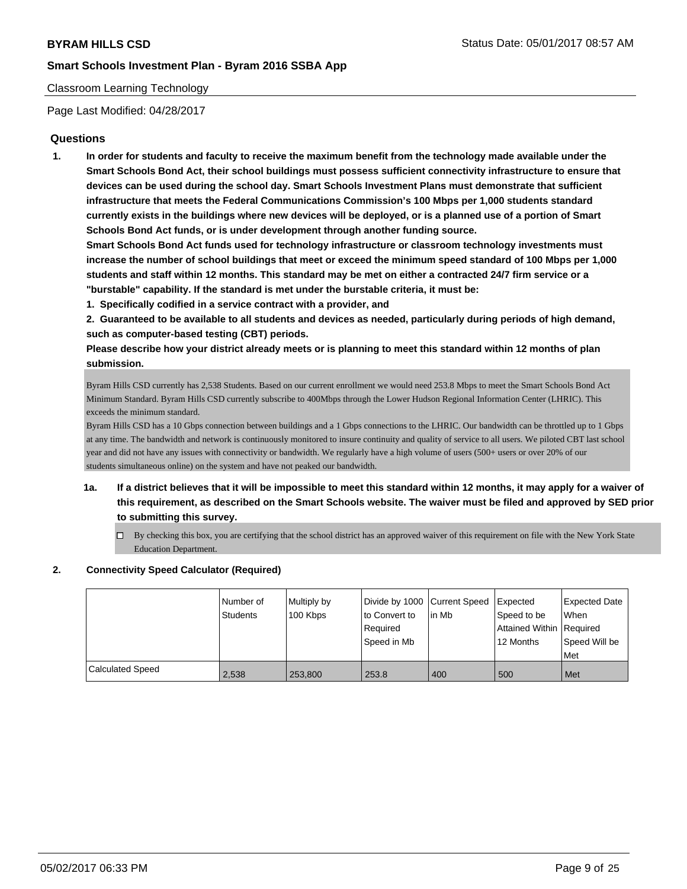Classroom Learning Technology

Page Last Modified: 04/28/2017

## Questions

1. **In order for students and faculty to receive the maximum benefit from the technology made available under the Smart Schools Bond Act, their school buildings must possess sufficient connectivity infrastructure to ensure that devices can be used during the school day. Smart Schools Investment Plans must demonstrate that sufficient infrastructure that meets the Federal Communications Commission's 100 Mbps per 1,000 students standard currently exists in the buildings where new devices will be deployed, or is a planned use of a portion of Smart Schools Bond Act funds, or is under development through another funding source.**
 **Smart Schools Bond Act funds used for technology infrastructure or classroom technology investments must increase the number of school buildings that meet or exceed the minimum speed standard of 100 Mbps per 1,000 students and staff within 12 months. This standard may be met on either a contracted 24/7 firm service or a "burstable" capability. If the standard is met under the burstable criteria, it must be:**
 **1. Specifically codified in a service contract with a provider, and**
 **2. Guaranteed to be available to all students and devices as needed, particularly during periods of high demand, such as computer-based testing (CBT) periods.**
 **Please describe how your district already meets or is planning to meet this standard within 12 months of plan submission.**

 Byram Hills CSD currently has 2,538 Students. Based on our current enrollment we would need 253.8 Mbps to meet the Smart Schools Bond Act Minimum Standard. Byram Hills CSD currently subscribe to 400Mbps through the Lower Hudson Regional Information Center (LHRIC). This exceeds the minimum standard.
 Byram Hills CSD has a 10 Gbps connection between buildings and a 1 Gbps connections to the LHRIC. Our bandwidth can be throttled up to 1 Gbps at any time. The bandwidth and network is continuously monitored to insure continuity and quality of service to all users. We piloted CBT last school year and did not have any issues with connectivity or bandwidth. We regularly have a high volume of users (500+ users or over 20% of our students simultaneous online) on the system and have not peaked our bandwidth.

 1a. **If a district believes that it will be impossible to meet this standard within 12 months, it may apply for a waiver of this requirement, as described on the Smart Schools website. The waiver must be filed and approved by SED prior to submitting this survey.**

 ☐ By checking this box, you are certifying that the school district has an approved waiver of this requirement on file with the New York State Education Department.

2. **Connectivity Speed Calculator (Required)**

| | Number of Students | Multiply by 100 Kbps | Divide by 1000 to Convert to Required Speed in Mb | Current Speed in Mb | Expected Speed to be Attained Within 12 Months | Expected Date When Required Speed Will be Met |
|---|---|---|---|---|---|---|
| Calculated Speed | 2,538 | 253,800 | 253.8 | 400 | 500 | Met |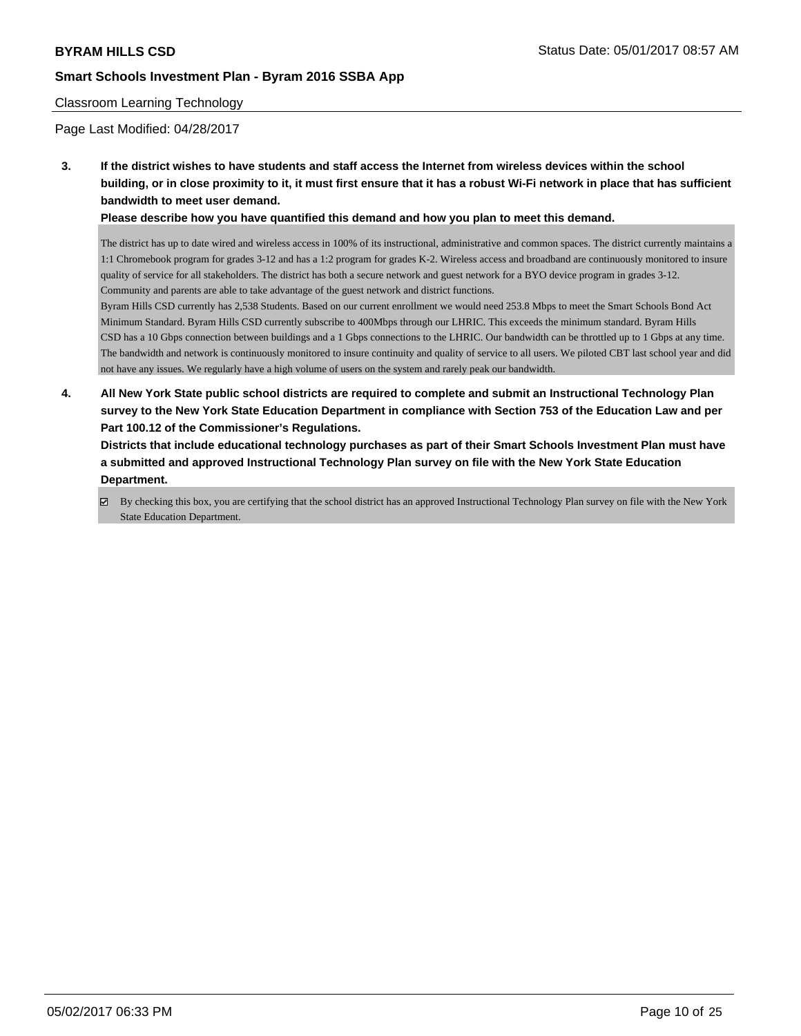Classroom Learning Technology

Page Last Modified: 04/28/2017

**3. If the district wishes to have students and staff access the Internet from wireless devices within the school building, or in close proximity to it, it must first ensure that it has a robust Wi-Fi network in place that has sufficient bandwidth to meet user demand.**

**Please describe how you have quantified this demand and how you plan to meet this demand.**

The district has up to date wired and wireless access in 100% of its instructional, administrative and common spaces. The district currently maintains a 1:1 Chromebook program for grades 3-12 and has a 1:2 program for grades K-2. Wireless access and broadband are continuously monitored to insure quality of service for all stakeholders. The district has both a secure network and guest network for a BYO device program in grades 3-12. Community and parents are able to take advantage of the guest network and district functions.
Byram Hills CSD currently has 2,538 Students. Based on our current enrollment we would need 253.8 Mbps to meet the Smart Schools Bond Act Minimum Standard. Byram Hills CSD currently subscribe to 400Mbps through our LHRIC. This exceeds the minimum standard. Byram Hills CSD has a 10 Gbps connection between buildings and a 1 Gbps connections to the LHRIC. Our bandwidth can be throttled up to 1 Gbps at any time. The bandwidth and network is continuously monitored to insure continuity and quality of service to all users. We piloted CBT last school year and did not have any issues. We regularly have a high volume of users on the system and rarely peak our bandwidth.

**4. All New York State public school districts are required to complete and submit an Instructional Technology Plan survey to the New York State Education Department in compliance with Section 753 of the Education Law and per Part 100.12 of the Commissioner's Regulations.**

**Districts that include educational technology purchases as part of their Smart Schools Investment Plan must have a submitted and approved Instructional Technology Plan survey on file with the New York State Education Department.**

☑ By checking this box, you are certifying that the school district has an approved Instructional Technology Plan survey on file with the New York State Education Department.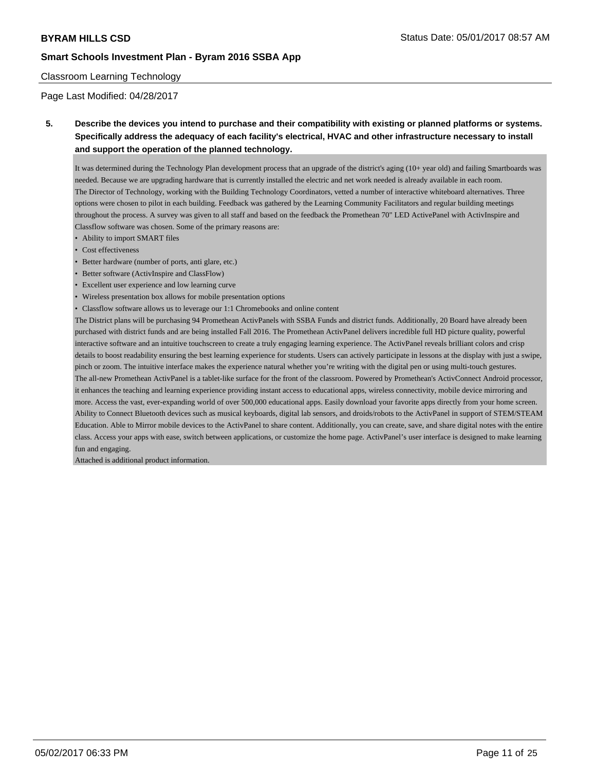**5. Describe the devices you intend to purchase and their compatibility with existing or planned platforms or systems. Specifically address the adequacy of each facility's electrical, HVAC and other infrastructure necessary to install and support the operation of the planned technology.**

It was determined during the Technology Plan development process that an upgrade of the district's aging (10+ year old) and failing Smartboards was needed. Because we are upgrading hardware that is currently installed the electric and net work needed is already available in each room.
The Director of Technology, working with the Building Technology Coordinators, vetted a number of interactive whiteboard alternatives. Three options were chosen to pilot in each building. Feedback was gathered by the Learning Community Facilitators and regular building meetings throughout the process. A survey was given to all staff and based on the feedback the Promethean 70" LED ActivePanel with ActivInspire and Classflow software was chosen. Some of the primary reasons are:

- Ability to import SMART files
- Cost effectiveness
- Better hardware (number of ports, anti glare, etc.)
- Better software (ActivInspire and ClassFlow)
- Excellent user experience and low learning curve
- Wireless presentation box allows for mobile presentation options
- Classflow software allows us to leverage our 1:1 Chromebooks and online content

The District plans will be purchasing 94 Promethean ActivPanels with SSBA Funds and district funds. Additionally, 20 Board have already been purchased with district funds and are being installed Fall 2016. The Promethean ActivPanel delivers incredible full HD picture quality, powerful interactive software and an intuitive touchscreen to create a truly engaging learning experience. The ActivPanel reveals brilliant colors and crisp details to boost readability ensuring the best learning experience for students. Users can actively participate in lessons at the display with just a swipe, pinch or zoom. The intuitive interface makes the experience natural whether you're writing with the digital pen or using multi-touch gestures.
The all-new Promethean ActivPanel is a tablet-like surface for the front of the classroom. Powered by Promethean's ActivConnect Android processor, it enhances the teaching and learning experience providing instant access to educational apps, wireless connectivity, mobile device mirroring and more. Access the vast, ever-expanding world of over 500,000 educational apps. Easily download your favorite apps directly from your home screen. Ability to Connect Bluetooth devices such as musical keyboards, digital lab sensors, and droids/robots to the ActivPanel in support of STEM/STEAM Education. Able to Mirror mobile devices to the ActivPanel to share content. Additionally, you can create, save, and share digital notes with the entire class. Access your apps with ease, switch between applications, or customize the home page. ActivPanel's user interface is designed to make learning fun and engaging.
Attached is additional product information.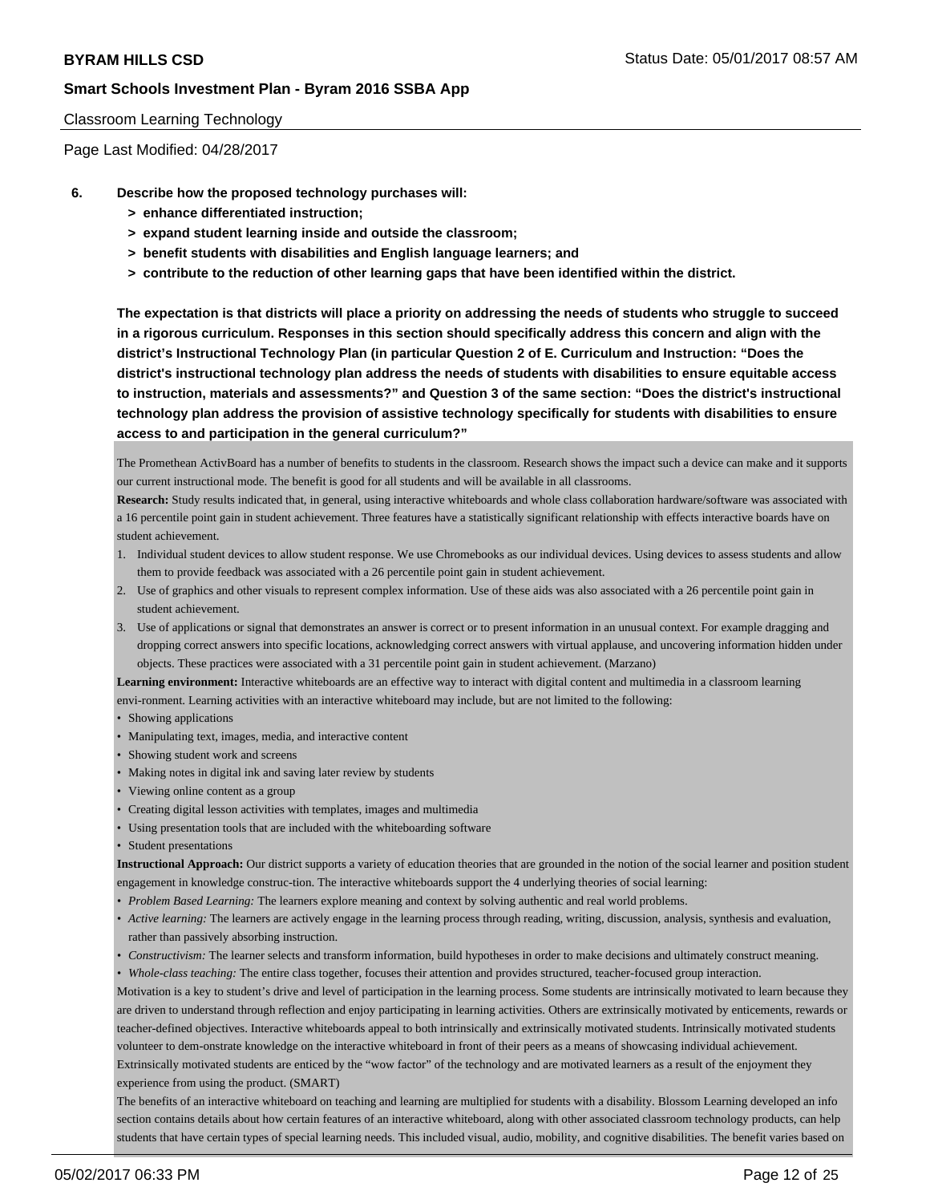**BYRAM HILLS CSD**

**Smart Schools Investment Plan - Byram 2016 SSBA App**

Classroom Learning Technology

Page Last Modified: 04/28/2017

**6. Describe how the proposed technology purchases will:**
- **> enhance differentiated instruction;**
- **> expand student learning inside and outside the classroom;**
- **> benefit students with disabilities and English language learners; and**
- **> contribute to the reduction of other learning gaps that have been identified within the district.**

**The expectation is that districts will place a priority on addressing the needs of students who struggle to succeed in a rigorous curriculum. Responses in this section should specifically address this concern and align with the district's Instructional Technology Plan (in particular Question 2 of E. Curriculum and Instruction: "Does the district's instructional technology plan address the needs of students with disabilities to ensure equitable access to instruction, materials and assessments?" and Question 3 of the same section: "Does the district's instructional technology plan address the provision of assistive technology specifically for students with disabilities to ensure access to and participation in the general curriculum?"**

The Promethean ActivBoard has a number of benefits to students in the classroom. Research shows the impact such a device can make and it supports our current instructional mode. The benefit is good for all students and will be available in all classrooms.

**Research:** Study results indicated that, in general, using interactive whiteboards and whole class collaboration hardware/software was associated with a 16 percentile point gain in student achievement. Three features have a statistically significant relationship with effects interactive boards have on student achievement.

1. Individual student devices to allow student response. We use Chromebooks as our individual devices. Using devices to assess students and allow them to provide feedback was associated with a 26 percentile point gain in student achievement.
2. Use of graphics and other visuals to represent complex information. Use of these aids was also associated with a 26 percentile point gain in student achievement.
3. Use of applications or signal that demonstrates an answer is correct or to present information in an unusual context. For example dragging and dropping correct answers into specific locations, acknowledging correct answers with virtual applause, and uncovering information hidden under objects. These practices were associated with a 31 percentile point gain in student achievement. (Marzano)

**Learning environment:** Interactive whiteboards are an effective way to interact with digital content and multimedia in a classroom learning envi-ronment. Learning activities with an interactive whiteboard may include, but are not limited to the following:

- Showing applications
- Manipulating text, images, media, and interactive content
- Showing student work and screens
- Making notes in digital ink and saving later review by students
- Viewing online content as a group
- Creating digital lesson activities with templates, images and multimedia
- Using presentation tools that are included with the whiteboarding software
- Student presentations

**Instructional Approach:** Our district supports a variety of education theories that are grounded in the notion of the social learner and position student engagement in knowledge construc-tion. The interactive whiteboards support the 4 underlying theories of social learning:

- *Problem Based Learning:* The learners explore meaning and context by solving authentic and real world problems.
- *Active learning:* The learners are actively engage in the learning process through reading, writing, discussion, analysis, synthesis and evaluation, rather than passively absorbing instruction.
- *Constructivism:* The learner selects and transform information, build hypotheses in order to make decisions and ultimately construct meaning.
- *Whole-class teaching:* The entire class together, focuses their attention and provides structured, teacher-focused group interaction.

Motivation is a key to student's drive and level of participation in the learning process. Some students are intrinsically motivated to learn because they are driven to understand through reflection and enjoy participating in learning activities. Others are extrinsically motivated by enticements, rewards or teacher-defined objectives. Interactive whiteboards appeal to both intrinsically and extrinsically motivated students. Intrinsically motivated students volunteer to dem-onstrate knowledge on the interactive whiteboard in front of their peers as a means of showcasing individual achievement. Extrinsically motivated students are enticed by the "wow factor" of the technology and are motivated learners as a result of the enjoyment they experience from using the product. (SMART)

The benefits of an interactive whiteboard on teaching and learning are multiplied for students with a disability. Blossom Learning developed an info section contains details about how certain features of an interactive whiteboard, along with other associated classroom technology products, can help students that have certain types of special learning needs. This included visual, audio, mobility, and cognitive disabilities. The benefit varies based on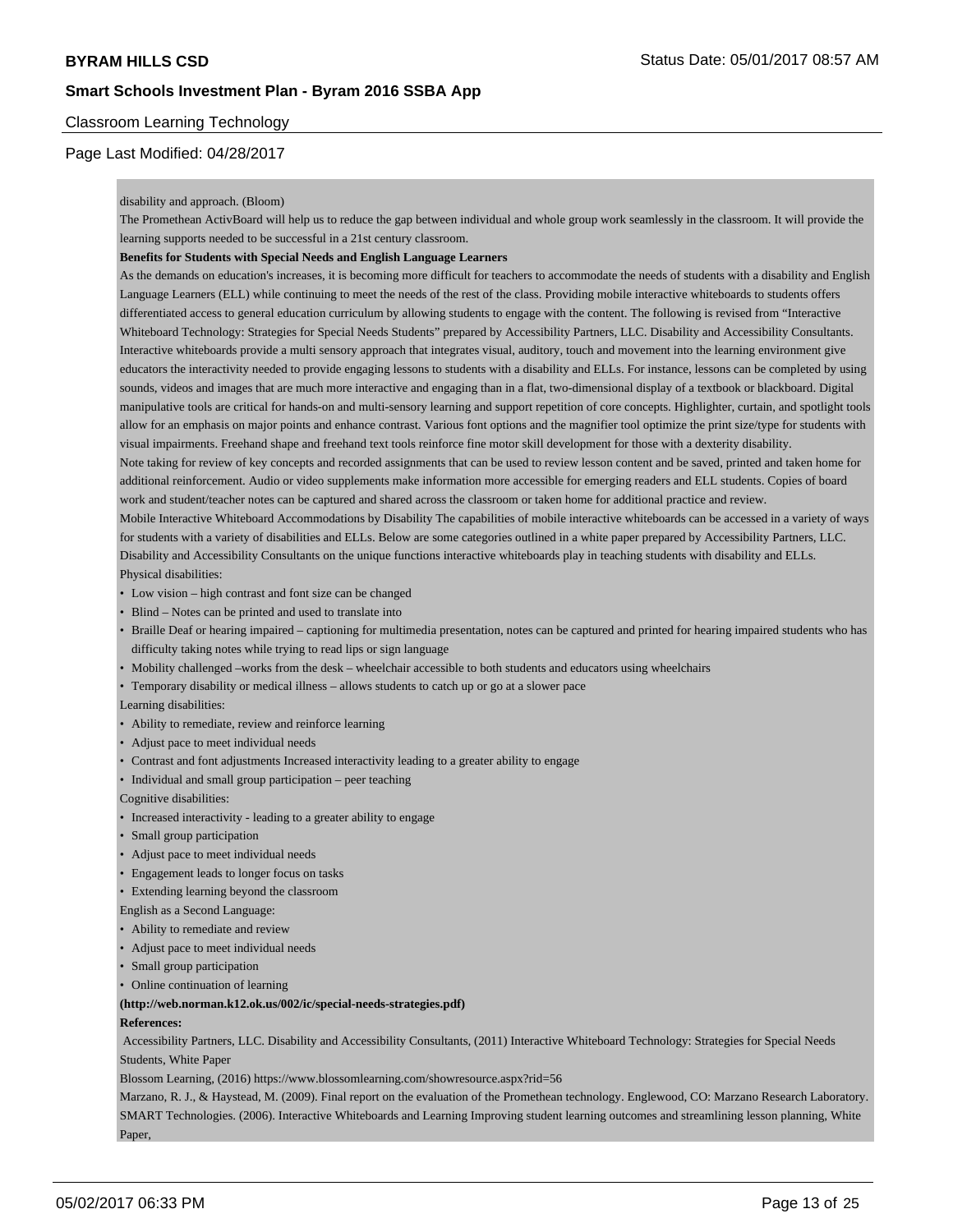disability and approach. (Bloom)

The Promethean ActivBoard will help us to reduce the gap between individual and whole group work seamlessly in the classroom. It will provide the learning supports needed to be successful in a 21st century classroom.

**Benefits for Students with Special Needs and English Language Learners**

As the demands on education's increases, it is becoming more difficult for teachers to accommodate the needs of students with a disability and English Language Learners (ELL) while continuing to meet the needs of the rest of the class. Providing mobile interactive whiteboards to students offers differentiated access to general education curriculum by allowing students to engage with the content. The following is revised from "Interactive Whiteboard Technology: Strategies for Special Needs Students" prepared by Accessibility Partners, LLC. Disability and Accessibility Consultants. Interactive whiteboards provide a multi sensory approach that integrates visual, auditory, touch and movement into the learning environment give educators the interactivity needed to provide engaging lessons to students with a disability and ELLs. For instance, lessons can be completed by using sounds, videos and images that are much more interactive and engaging than in a flat, two-dimensional display of a textbook or blackboard. Digital manipulative tools are critical for hands-on and multi-sensory learning and support repetition of core concepts. Highlighter, curtain, and spotlight tools allow for an emphasis on major points and enhance contrast. Various font options and the magnifier tool optimize the print size/type for students with visual impairments. Freehand shape and freehand text tools reinforce fine motor skill development for those with a dexterity disability.

Note taking for review of key concepts and recorded assignments that can be used to review lesson content and be saved, printed and taken home for additional reinforcement. Audio or video supplements make information more accessible for emerging readers and ELL students. Copies of board work and student/teacher notes can be captured and shared across the classroom or taken home for additional practice and review.

Mobile Interactive Whiteboard Accommodations by Disability The capabilities of mobile interactive whiteboards can be accessed in a variety of ways for students with a variety of disabilities and ELLs. Below are some categories outlined in a white paper prepared by Accessibility Partners, LLC. Disability and Accessibility Consultants on the unique functions interactive whiteboards play in teaching students with disability and ELLs.

Physical disabilities:

- Low vision – high contrast and font size can be changed
- Blind – Notes can be printed and used to translate into
- Braille Deaf or hearing impaired – captioning for multimedia presentation, notes can be captured and printed for hearing impaired students who has difficulty taking notes while trying to read lips or sign language
- Mobility challenged –works from the desk – wheelchair accessible to both students and educators using wheelchairs
- Temporary disability or medical illness – allows students to catch up or go at a slower pace

Learning disabilities:

- Ability to remediate, review and reinforce learning
- Adjust pace to meet individual needs
- Contrast and font adjustments Increased interactivity leading to a greater ability to engage
- Individual and small group participation – peer teaching

Cognitive disabilities:

- Increased interactivity - leading to a greater ability to engage
- Small group participation
- Adjust pace to meet individual needs
- Engagement leads to longer focus on tasks
- Extending learning beyond the classroom

English as a Second Language:

- Ability to remediate and review
- Adjust pace to meet individual needs
- Small group participation
- Online continuation of learning

**(http://web.norman.k12.ok.us/002/ic/special-needs-strategies.pdf)**

**References:**

Accessibility Partners, LLC. Disability and Accessibility Consultants, (2011) Interactive Whiteboard Technology: Strategies for Special Needs Students, White Paper

Blossom Learning, (2016) https://www.blossomlearning.com/showresource.aspx?rid=56

Marzano, R. J., & Haystead, M. (2009). Final report on the evaluation of the Promethean technology. Englewood, CO: Marzano Research Laboratory.

SMART Technologies. (2006). Interactive Whiteboards and Learning Improving student learning outcomes and streamlining lesson planning, White Paper,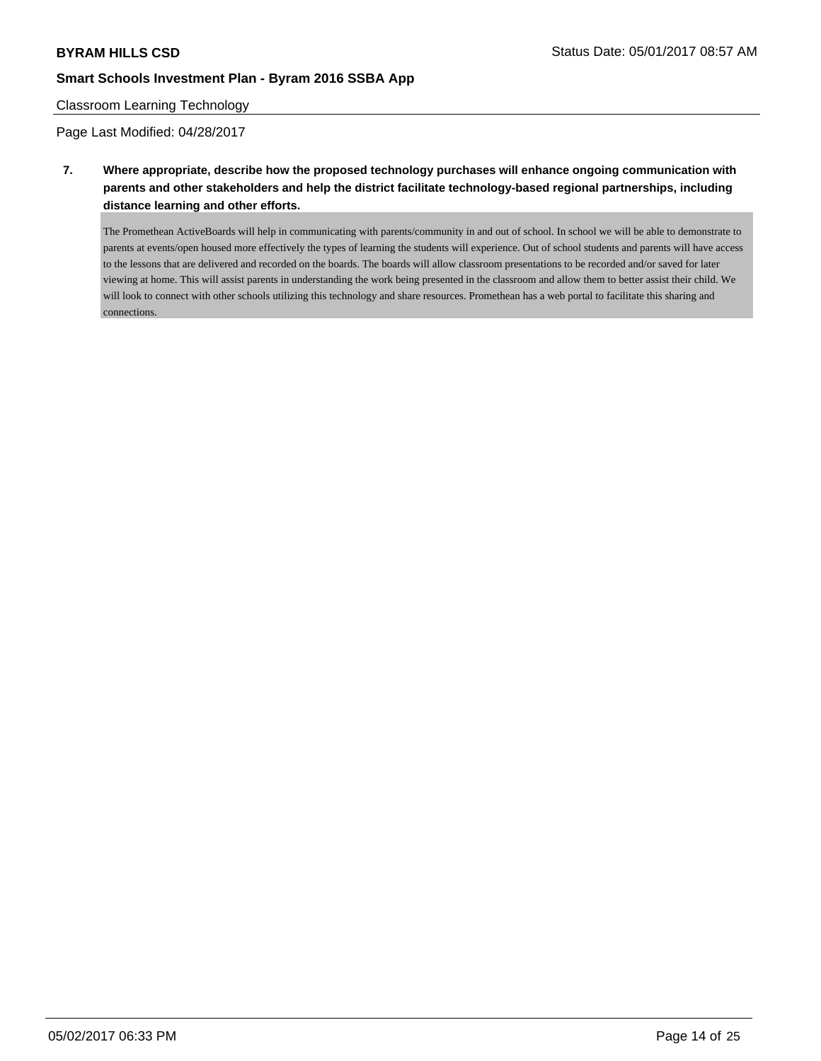Classroom Learning Technology

Page Last Modified: 04/28/2017

**7. Where appropriate, describe how the proposed technology purchases will enhance ongoing communication with parents and other stakeholders and help the district facilitate technology-based regional partnerships, including distance learning and other efforts.**

The Promethean ActiveBoards will help in communicating with parents/community in and out of school. In school we will be able to demonstrate to parents at events/open housed more effectively the types of learning the students will experience. Out of school students and parents will have access to the lessons that are delivered and recorded on the boards. The boards will allow classroom presentations to be recorded and/or saved for later viewing at home. This will assist parents in understanding the work being presented in the classroom and allow them to better assist their child. We will look to connect with other schools utilizing this technology and share resources. Promethean has a web portal to facilitate this sharing and connections.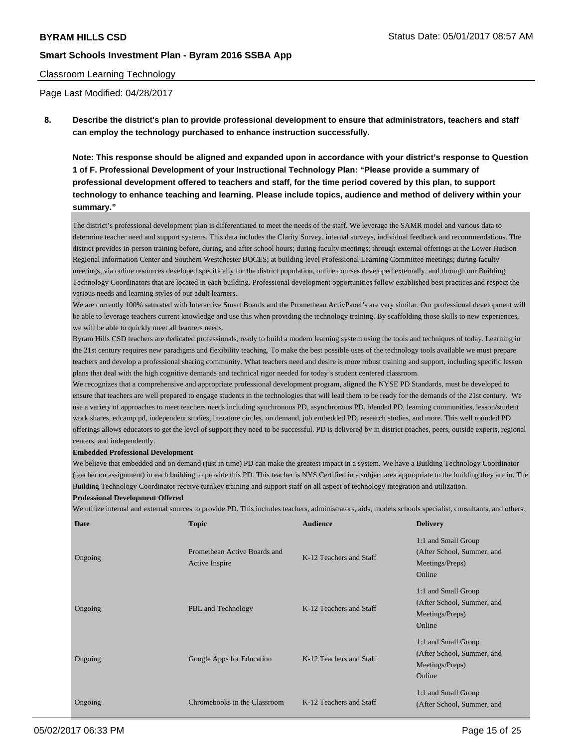Classroom Learning Technology

Page Last Modified: 04/28/2017

**8. Describe the district's plan to provide professional development to ensure that administrators, teachers and staff can employ the technology purchased to enhance instruction successfully.**

**Note: This response should be aligned and expanded upon in accordance with your district's response to Question 1 of F. Professional Development of your Instructional Technology Plan: "Please provide a summary of professional development offered to teachers and staff, for the time period covered by this plan, to support technology to enhance teaching and learning. Please include topics, audience and method of delivery within your summary."**

The district's professional development plan is differentiated to meet the needs of the staff. We leverage the SAMR model and various data to determine teacher need and support systems. This data includes the Clarity Survey, internal surveys, individual feedback and recommendations. The district provides in-person training before, during, and after school hours; during faculty meetings; through external offerings at the Lower Hudson Regional Information Center and Southern Westchester BOCES; at building level Professional Learning Committee meetings; during faculty meetings; via online resources developed specifically for the district population, online courses developed externally, and through our Building Technology Coordinators that are located in each building. Professional development opportunities follow established best practices and respect the various needs and learning styles of our adult learners.

We are currently 100% saturated with Interactive Smart Boards and the Promethean ActivPanel's are very similar. Our professional development will be able to leverage teachers current knowledge and use this when providing the technology training. By scaffolding those skills to new experiences, we will be able to quickly meet all learners needs.

Byram Hills CSD teachers are dedicated professionals, ready to build a modern learning system using the tools and techniques of today. Learning in the 21st century requires new paradigms and flexibility teaching. To make the best possible uses of the technology tools available we must prepare teachers and develop a professional sharing community. What teachers need and desire is more robust training and support, including specific lesson plans that deal with the high cognitive demands and technical rigor needed for today's student centered classroom.

We recognizes that a comprehensive and appropriate professional development program, aligned the NYSE PD Standards, must be developed to ensure that teachers are well prepared to engage students in the technologies that will lead them to be ready for the demands of the 21st century. We use a variety of approaches to meet teachers needs including synchronous PD, asynchronous PD, blended PD, learning communities, lesson/student work shares, edcamp pd, independent studies, literature circles, on demand, job embedded PD, research studies, and more. This well rounded PD offerings allows educators to get the level of support they need to be successful. PD is delivered by in district coaches, peers, outside experts, regional centers, and independently.

**Embedded Professional Development**

We believe that embedded and on demand (just in time) PD can make the greatest impact in a system. We have a Building Technology Coordinator (teacher on assignment) in each building to provide this PD. This teacher is NYS Certified in a subject area appropriate to the building they are in. The Building Technology Coordinator receive turnkey training and support staff on all aspect of technology integration and utilization.

**Professional Development Offered**

We utilize internal and external sources to provide PD. This includes teachers, administrators, aids, models schools specialist, consultants, and others.

| Date | Topic | Audience | Delivery |
|---|---|---|---|
| Ongoing | Promethean Active Boards and Active Inspire | K-12 Teachers and Staff | 1:1 and Small Group (After School, Summer, and Meetings/Preps) Online |
| Ongoing | PBL and Technology | K-12 Teachers and Staff | 1:1 and Small Group (After School, Summer, and Meetings/Preps) Online |
| Ongoing | Google Apps for Education | K-12 Teachers and Staff | 1:1 and Small Group (After School, Summer, and Meetings/Preps) Online |
| Ongoing | Chromebooks in the Classroom | K-12 Teachers and Staff | 1:1 and Small Group (After School, Summer, and |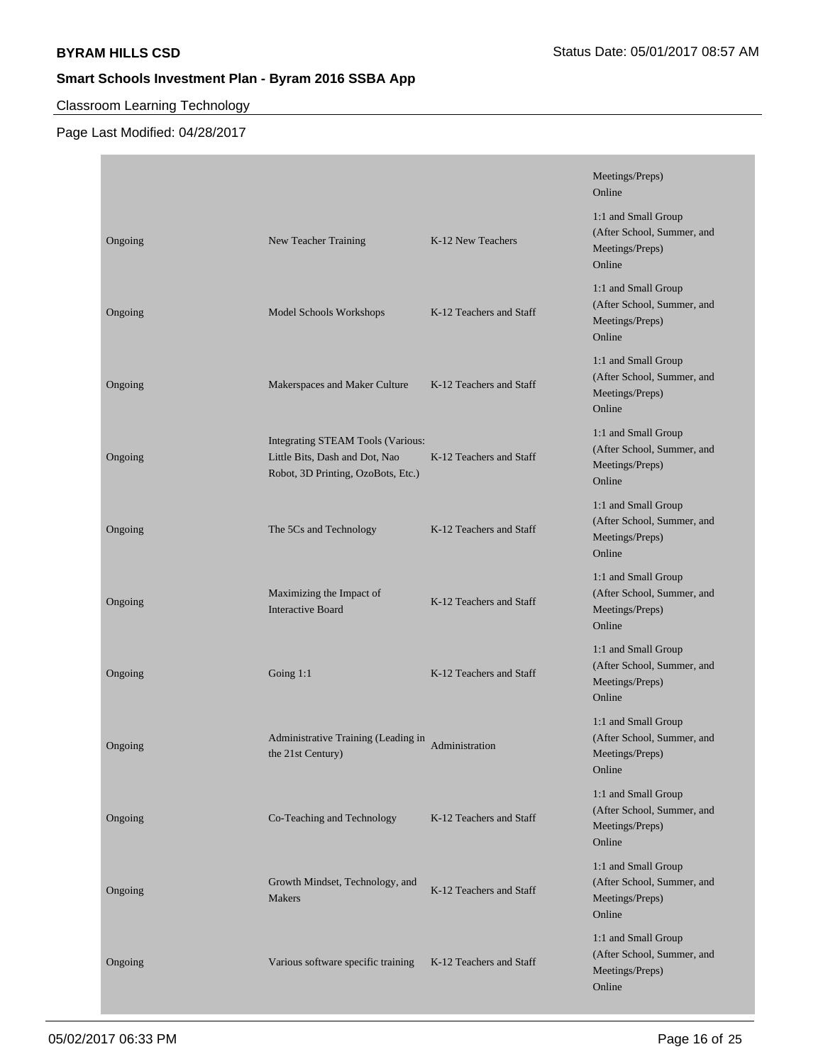Classroom Learning Technology

Page Last Modified: 04/28/2017

| | | | |
|---|---|---|---|
| | | | Meetings/Preps) Online |
| Ongoing | New Teacher Training | K-12 New Teachers | 1:1 and Small Group (After School, Summer, and Meetings/Preps) Online |
| Ongoing | Model Schools Workshops | K-12 Teachers and Staff | 1:1 and Small Group (After School, Summer, and Meetings/Preps) Online |
| Ongoing | Makerspaces and Maker Culture | K-12 Teachers and Staff | 1:1 and Small Group (After School, Summer, and Meetings/Preps) Online |
| Ongoing | Integrating STEAM Tools (Various: Little Bits, Dash and Dot, Nao Robot, 3D Printing, OzoBots, Etc.) | K-12 Teachers and Staff | 1:1 and Small Group (After School, Summer, and Meetings/Preps) Online |
| Ongoing | The 5Cs and Technology | K-12 Teachers and Staff | 1:1 and Small Group (After School, Summer, and Meetings/Preps) Online |
| Ongoing | Maximizing the Impact of Interactive Board | K-12 Teachers and Staff | 1:1 and Small Group (After School, Summer, and Meetings/Preps) Online |
| Ongoing | Going 1:1 | K-12 Teachers and Staff | 1:1 and Small Group (After School, Summer, and Meetings/Preps) Online |
| Ongoing | Administrative Training (Leading in the 21st Century) | Administration | 1:1 and Small Group (After School, Summer, and Meetings/Preps) Online |
| Ongoing | Co-Teaching and Technology | K-12 Teachers and Staff | 1:1 and Small Group (After School, Summer, and Meetings/Preps) Online |
| Ongoing | Growth Mindset, Technology, and Makers | K-12 Teachers and Staff | 1:1 and Small Group (After School, Summer, and Meetings/Preps) Online |
| Ongoing | Various software specific training | K-12 Teachers and Staff | 1:1 and Small Group (After School, Summer, and Meetings/Preps) Online |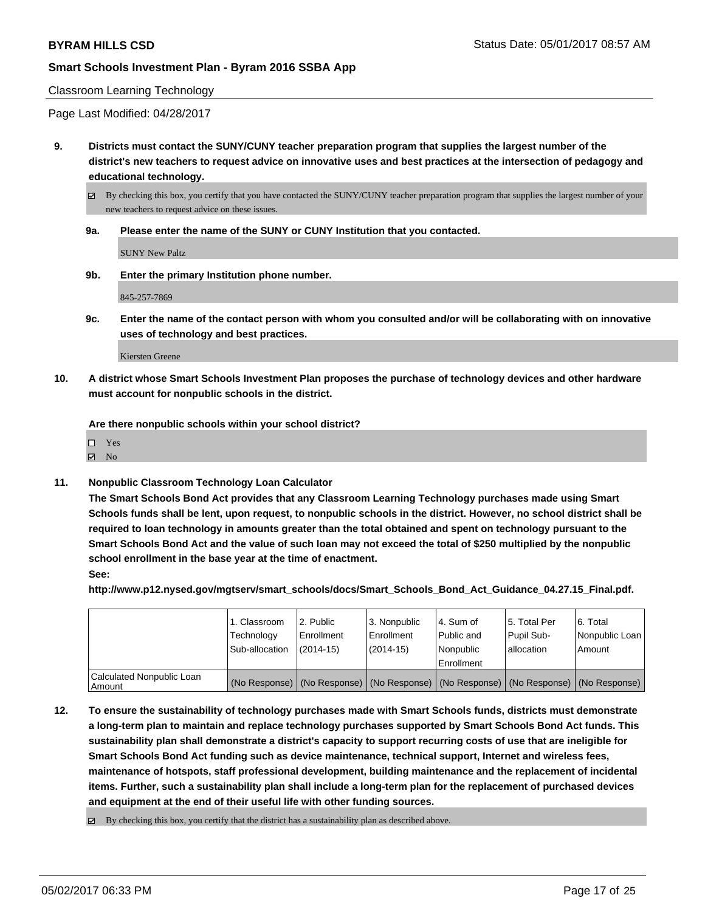Classroom Learning Technology

Page Last Modified: 04/28/2017

**9. Districts must contact the SUNY/CUNY teacher preparation program that supplies the largest number of the district's new teachers to request advice on innovative uses and best practices at the intersection of pedagogy and educational technology.**

☑ By checking this box, you certify that you have contacted the SUNY/CUNY teacher preparation program that supplies the largest number of your new teachers to request advice on these issues.

**9a. Please enter the name of the SUNY or CUNY Institution that you contacted.**

SUNY New Paltz

**9b. Enter the primary Institution phone number.**

845-257-7869

**9c. Enter the name of the contact person with whom you consulted and/or will be collaborating with on innovative uses of technology and best practices.**

Kiersten Greene

**10. A district whose Smart Schools Investment Plan proposes the purchase of technology devices and other hardware must account for nonpublic schools in the district.**

**Are there nonpublic schools within your school district?**

☐ Yes
☑ No

**11. Nonpublic Classroom Technology Loan Calculator**

**The Smart Schools Bond Act provides that any Classroom Learning Technology purchases made using Smart Schools funds shall be lent, upon request, to nonpublic schools in the district. However, no school district shall be required to loan technology in amounts greater than the total obtained and spent on technology pursuant to the Smart Schools Bond Act and the value of such loan may not exceed the total of $250 multiplied by the nonpublic school enrollment in the base year at the time of enactment.**

**See:**

**http://www.p12.nysed.gov/mgtserv/smart_schools/docs/Smart_Schools_Bond_Act_Guidance_04.27.15_Final.pdf.**

| | 1. Classroom Technology Sub-allocation | 2. Public Enrollment (2014-15) | 3. Nonpublic Enrollment (2014-15) | 4. Sum of Public and Nonpublic Enrollment | 5. Total Per Pupil Sub-allocation | 6. Total Nonpublic Loan Amount |
|---|---|---|---|---|---|---|
| Calculated Nonpublic Loan Amount | (No Response) | (No Response) | (No Response) | (No Response) | (No Response) | (No Response) |

**12. To ensure the sustainability of technology purchases made with Smart Schools funds, districts must demonstrate a long-term plan to maintain and replace technology purchases supported by Smart Schools Bond Act funds. This sustainability plan shall demonstrate a district's capacity to support recurring costs of use that are ineligible for Smart Schools Bond Act funding such as device maintenance, technical support, Internet and wireless fees, maintenance of hotspots, staff professional development, building maintenance and the replacement of incidental items. Further, such a sustainability plan shall include a long-term plan for the replacement of purchased devices and equipment at the end of their useful life with other funding sources.**

☑ By checking this box, you certify that the district has a sustainability plan as described above.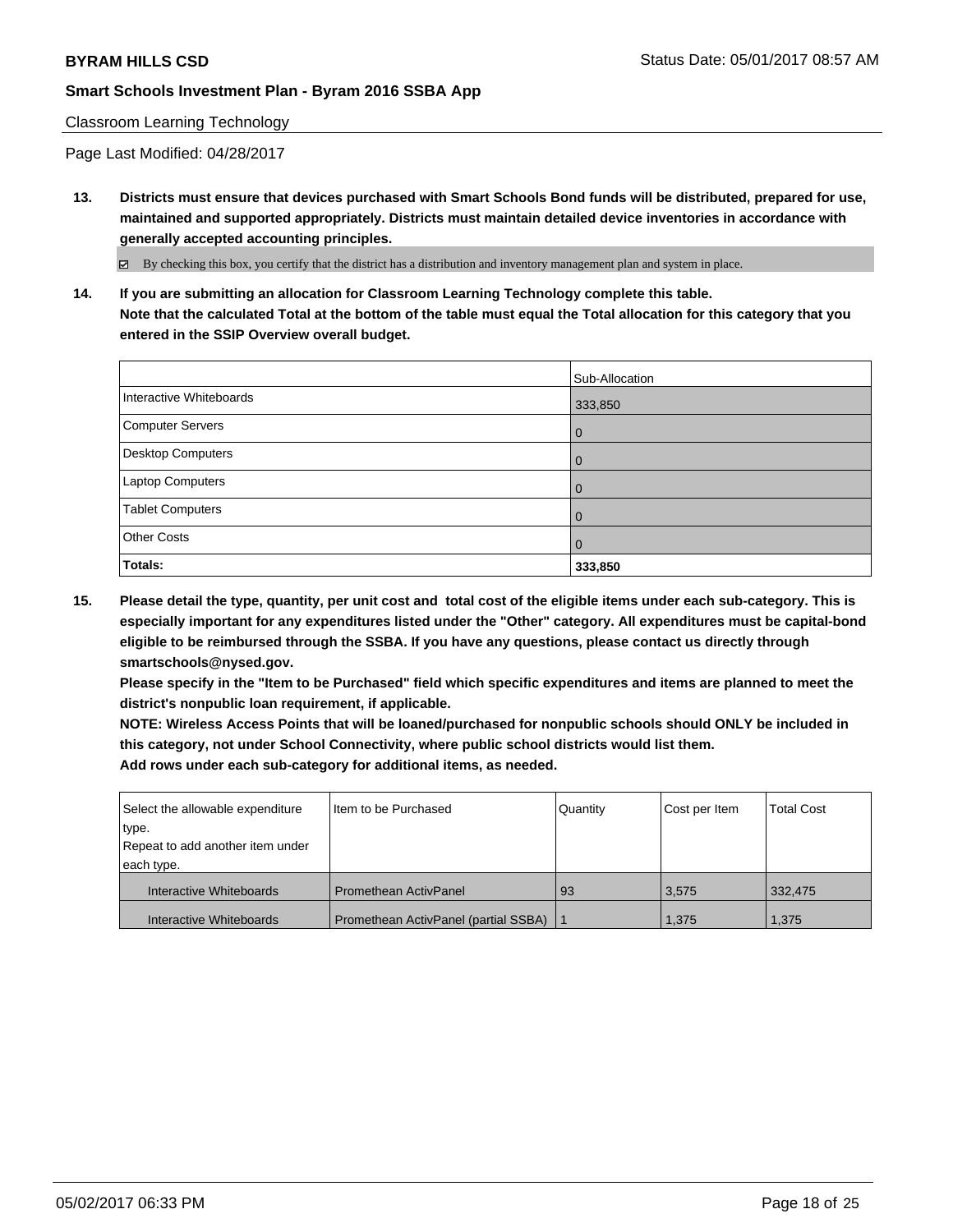Classroom Learning Technology

Page Last Modified: 04/28/2017

**13. Districts must ensure that devices purchased with Smart Schools Bond funds will be distributed, prepared for use, maintained and supported appropriately. Districts must maintain detailed device inventories in accordance with generally accepted accounting principles.**

☑ By checking this box, you certify that the district has a distribution and inventory management plan and system in place.

**14. If you are submitting an allocation for Classroom Learning Technology complete this table. Note that the calculated Total at the bottom of the table must equal the Total allocation for this category that you entered in the SSIP Overview overall budget.**

| | Sub-Allocation |
|---|---|
| Interactive Whiteboards | 333,850 |
| Computer Servers | 0 |
| Desktop Computers | 0 |
| Laptop Computers | 0 |
| Tablet Computers | 0 |
| Other Costs | 0 |
| **Totals:** | **333,850** |

**15. Please detail the type, quantity, per unit cost and total cost of the eligible items under each sub-category. This is especially important for any expenditures listed under the "Other" category. All expenditures must be capital-bond eligible to be reimbursed through the SSBA. If you have any questions, please contact us directly through smartschools@nysed.gov.**

**Please specify in the "Item to be Purchased" field which specific expenditures and items are planned to meet the district's nonpublic loan requirement, if applicable.**

**NOTE: Wireless Access Points that will be loaned/purchased for nonpublic schools should ONLY be included in this category, not under School Connectivity, where public school districts would list them.**

**Add rows under each sub-category for additional items, as needed.**

| Select the allowable expenditure type. Repeat to add another item under each type. | Item to be Purchased | Quantity | Cost per Item | Total Cost |
|---|---|---|---|---|
| Interactive Whiteboards | Promethean ActivPanel | 93 | 3,575 | 332,475 |
| Interactive Whiteboards | Promethean ActivPanel (partial SSBA) | 1 | 1,375 | 1,375 |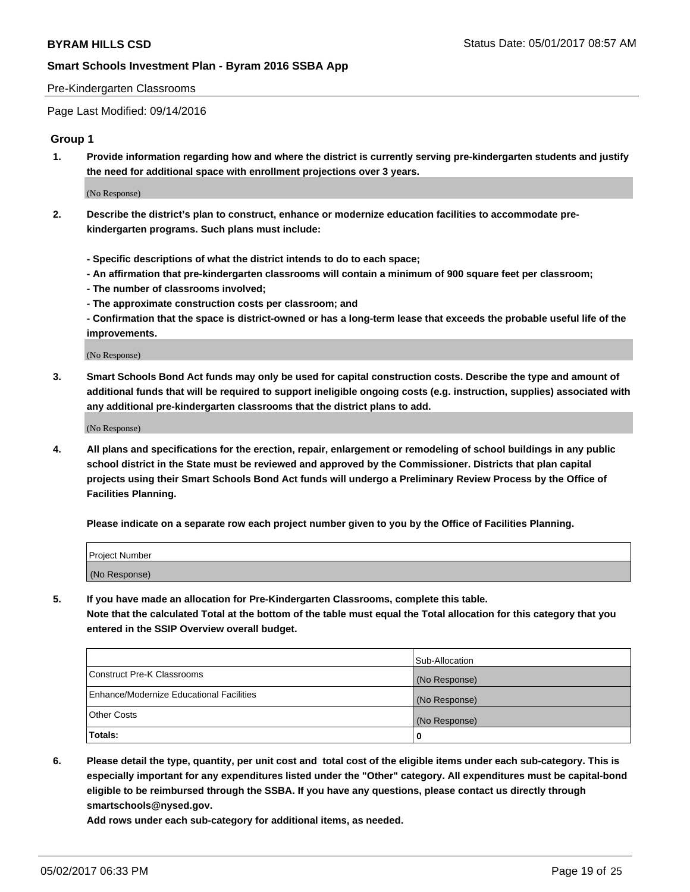Pre-Kindergarten Classrooms

Page Last Modified: 09/14/2016

## Group 1

**1. Provide information regarding how and where the district is currently serving pre-kindergarten students and justify the need for additional space with enrollment projections over 3 years.**

(No Response)

**2. Describe the district's plan to construct, enhance or modernize education facilities to accommodate pre-kindergarten programs. Such plans must include:**

**- Specific descriptions of what the district intends to do to each space;**
**- An affirmation that pre-kindergarten classrooms will contain a minimum of 900 square feet per classroom;**
**- The number of classrooms involved;**
**- The approximate construction costs per classroom; and**
**- Confirmation that the space is district-owned or has a long-term lease that exceeds the probable useful life of the improvements.**

(No Response)

**3. Smart Schools Bond Act funds may only be used for capital construction costs. Describe the type and amount of additional funds that will be required to support ineligible ongoing costs (e.g. instruction, supplies) associated with any additional pre-kindergarten classrooms that the district plans to add.**

(No Response)

**4. All plans and specifications for the erection, repair, enlargement or remodeling of school buildings in any public school district in the State must be reviewed and approved by the Commissioner. Districts that plan capital projects using their Smart Schools Bond Act funds will undergo a Preliminary Review Process by the Office of Facilities Planning.**

**Please indicate on a separate row each project number given to you by the Office of Facilities Planning.**

| Project Number |
|---|
| (No Response) |

**5. If you have made an allocation for Pre-Kindergarten Classrooms, complete this table.**
**Note that the calculated Total at the bottom of the table must equal the Total allocation for this category that you entered in the SSIP Overview overall budget.**

| | Sub-Allocation |
|---|---|
| Construct Pre-K Classrooms | (No Response) |
| Enhance/Modernize Educational Facilities | (No Response) |
| Other Costs | (No Response) |
| **Totals:** | **0** |

**6. Please detail the type, quantity, per unit cost and total cost of the eligible items under each sub-category. This is especially important for any expenditures listed under the "Other" category. All expenditures must be capital-bond eligible to be reimbursed through the SSBA. If you have any questions, please contact us directly through smartschools@nysed.gov.**
**Add rows under each sub-category for additional items, as needed.**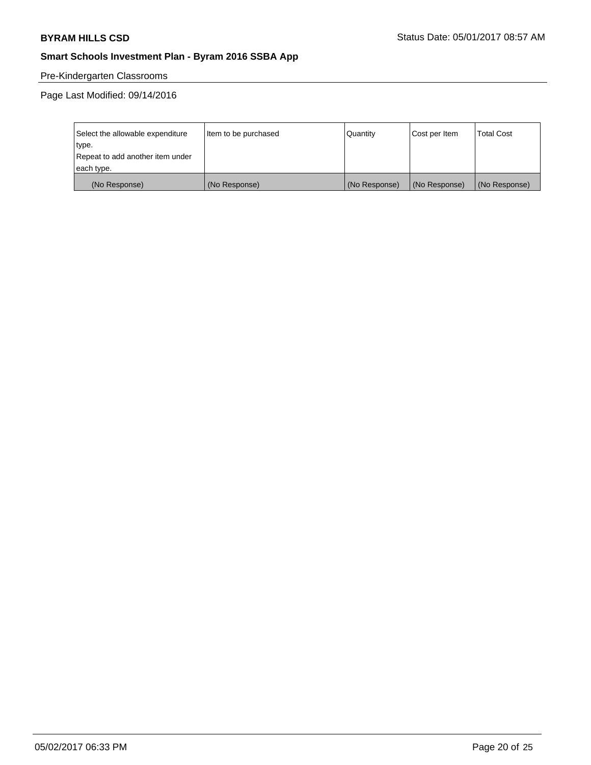Pre-Kindergarten Classrooms

Page Last Modified: 09/14/2016

| Select the allowable expenditure type. Repeat to add another item under each type. | Item to be purchased | Quantity | Cost per Item | Total Cost |
|---|---|---|---|---|
| (No Response) | (No Response) | (No Response) | (No Response) | (No Response) |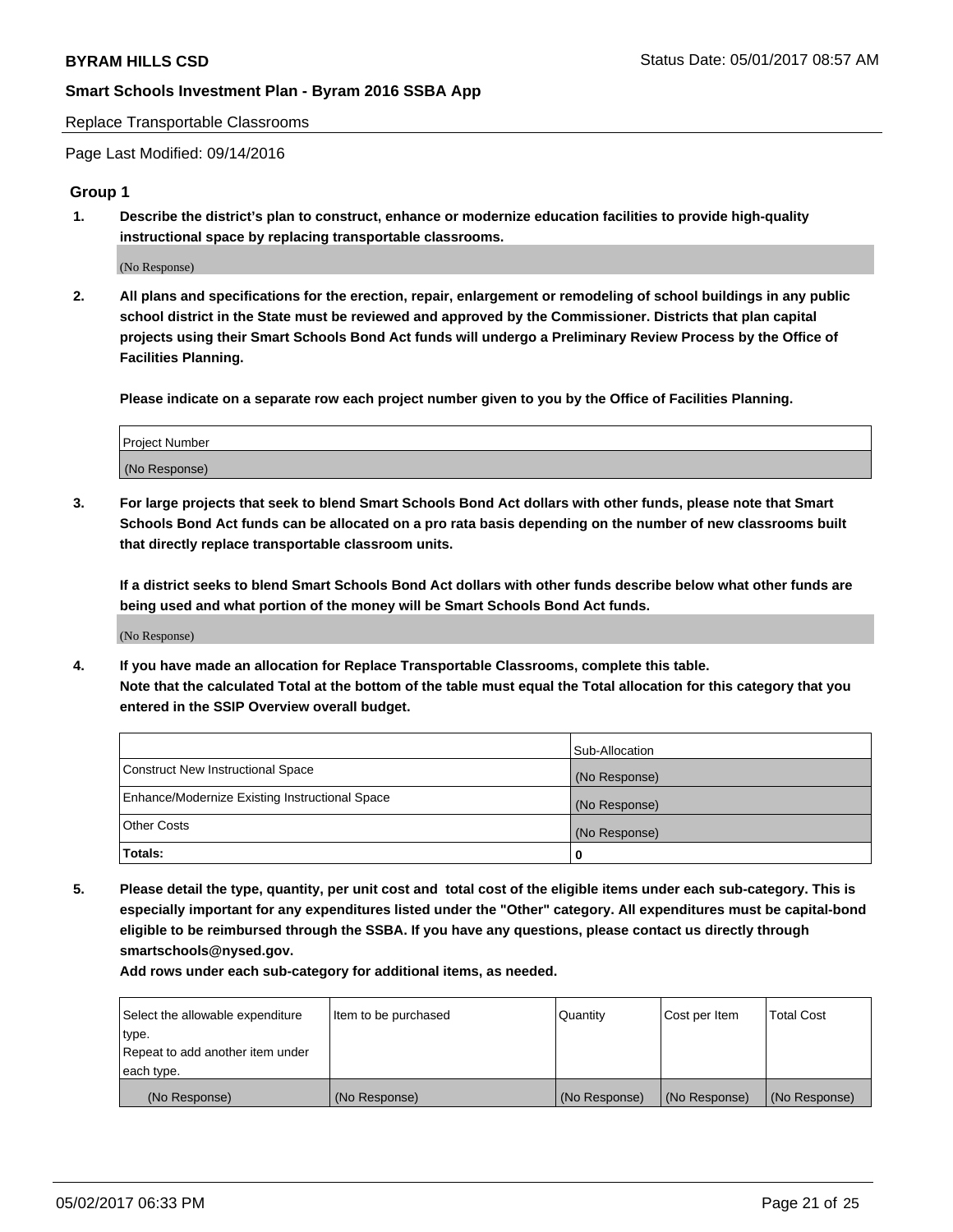Replace Transportable Classrooms

Page Last Modified: 09/14/2016

## Group 1

**1. Describe the district's plan to construct, enhance or modernize education facilities to provide high-quality instructional space by replacing transportable classrooms.**

(No Response)

**2. All plans and specifications for the erection, repair, enlargement or remodeling of school buildings in any public school district in the State must be reviewed and approved by the Commissioner. Districts that plan capital projects using their Smart Schools Bond Act funds will undergo a Preliminary Review Process by the Office of Facilities Planning.**

**Please indicate on a separate row each project number given to you by the Office of Facilities Planning.**

| Project Number |
| --- |
| (No Response) |

**3. For large projects that seek to blend Smart Schools Bond Act dollars with other funds, please note that Smart Schools Bond Act funds can be allocated on a pro rata basis depending on the number of new classrooms built that directly replace transportable classroom units.**

**If a district seeks to blend Smart Schools Bond Act dollars with other funds describe below what other funds are being used and what portion of the money will be Smart Schools Bond Act funds.**

(No Response)

**4. If you have made an allocation for Replace Transportable Classrooms, complete this table. Note that the calculated Total at the bottom of the table must equal the Total allocation for this category that you entered in the SSIP Overview overall budget.**

| | Sub-Allocation |
| --- | --- |
| Construct New Instructional Space | (No Response) |
| Enhance/Modernize Existing Instructional Space | (No Response) |
| Other Costs | (No Response) |
| **Totals:** | **0** |

**5. Please detail the type, quantity, per unit cost and total cost of the eligible items under each sub-category. This is especially important for any expenditures listed under the "Other" category. All expenditures must be capital-bond eligible to be reimbursed through the SSBA. If you have any questions, please contact us directly through smartschools@nysed.gov.**

**Add rows under each sub-category for additional items, as needed.**

| Select the allowable expenditure type. Repeat to add another item under each type. | Item to be purchased | Quantity | Cost per Item | Total Cost |
| --- | --- | --- | --- | --- |
| (No Response) | (No Response) | (No Response) | (No Response) | (No Response) |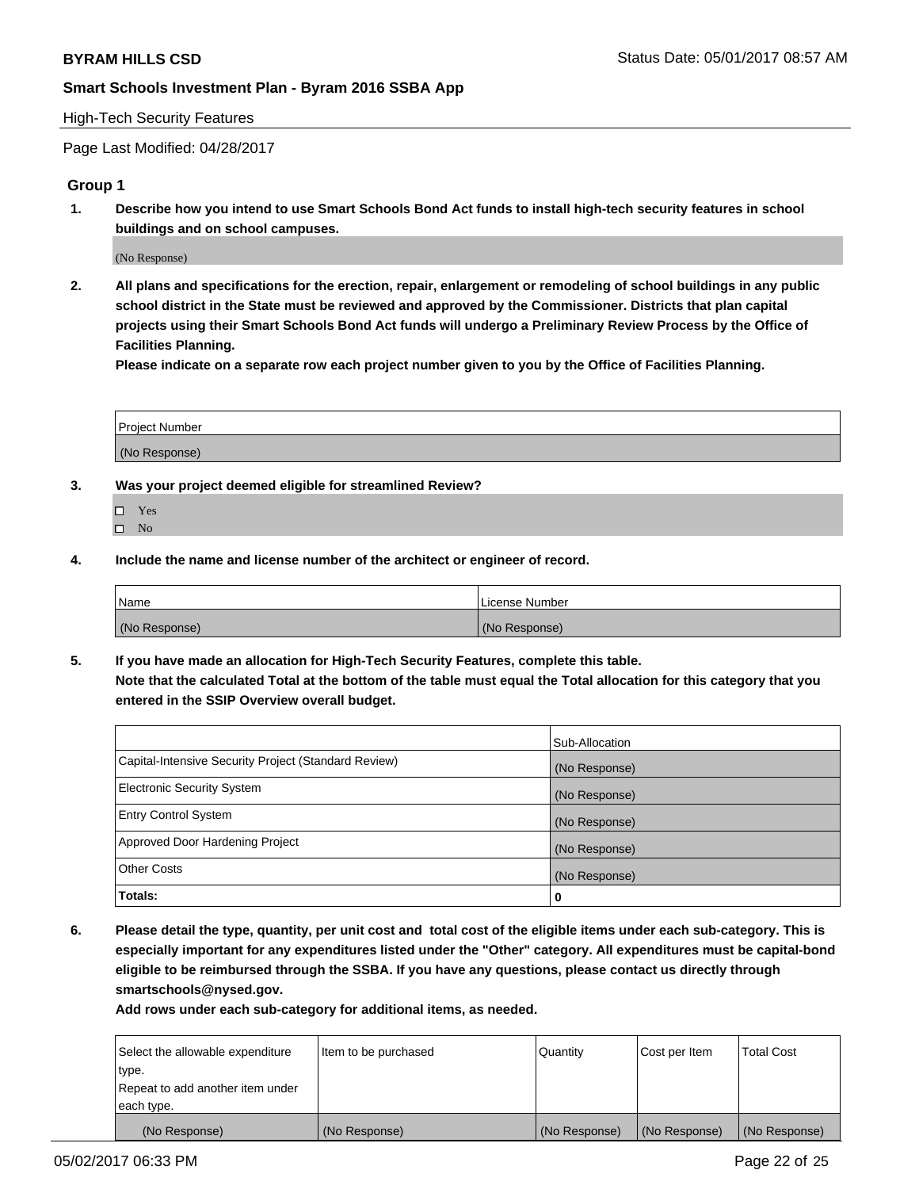High-Tech Security Features

Page Last Modified: 04/28/2017

## Group 1

**1. Describe how you intend to use Smart Schools Bond Act funds to install high-tech security features in school buildings and on school campuses.**

(No Response)

**2. All plans and specifications for the erection, repair, enlargement or remodeling of school buildings in any public school district in the State must be reviewed and approved by the Commissioner. Districts that plan capital projects using their Smart Schools Bond Act funds will undergo a Preliminary Review Process by the Office of Facilities Planning.**

**Please indicate on a separate row each project number given to you by the Office of Facilities Planning.**

| Project Number |
| --- |
| (No Response) |

**3. Was your project deemed eligible for streamlined Review?**

- ☐ Yes
- ☐ No

**4. Include the name and license number of the architect or engineer of record.**

| Name | License Number |
| --- | --- |
| (No Response) | (No Response) |

**5. If you have made an allocation for High-Tech Security Features, complete this table.**
**Note that the calculated Total at the bottom of the table must equal the Total allocation for this category that you entered in the SSIP Overview overall budget.**

| | Sub-Allocation |
| --- | --- |
| Capital-Intensive Security Project (Standard Review) | (No Response) |
| Electronic Security System | (No Response) |
| Entry Control System | (No Response) |
| Approved Door Hardening Project | (No Response) |
| Other Costs | (No Response) |
| **Totals:** | **0** |

**6. Please detail the type, quantity, per unit cost and total cost of the eligible items under each sub-category. This is especially important for any expenditures listed under the "Other" category. All expenditures must be capital-bond eligible to be reimbursed through the SSBA. If you have any questions, please contact us directly through smartschools@nysed.gov.**

**Add rows under each sub-category for additional items, as needed.**

| Select the allowable expenditure type. Repeat to add another item under each type. | Item to be purchased | Quantity | Cost per Item | Total Cost |
| --- | --- | --- | --- | --- |
| (No Response) | (No Response) | (No Response) | (No Response) | (No Response) |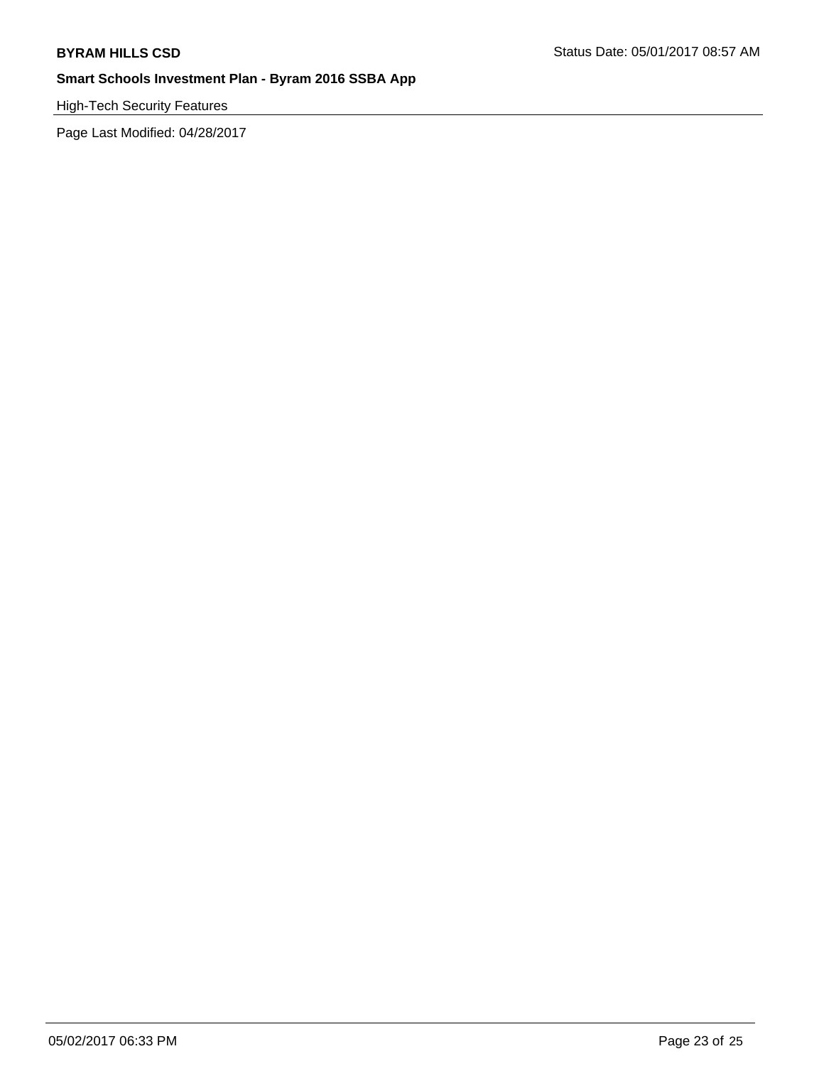High-Tech Security Features

Page Last Modified: 04/28/2017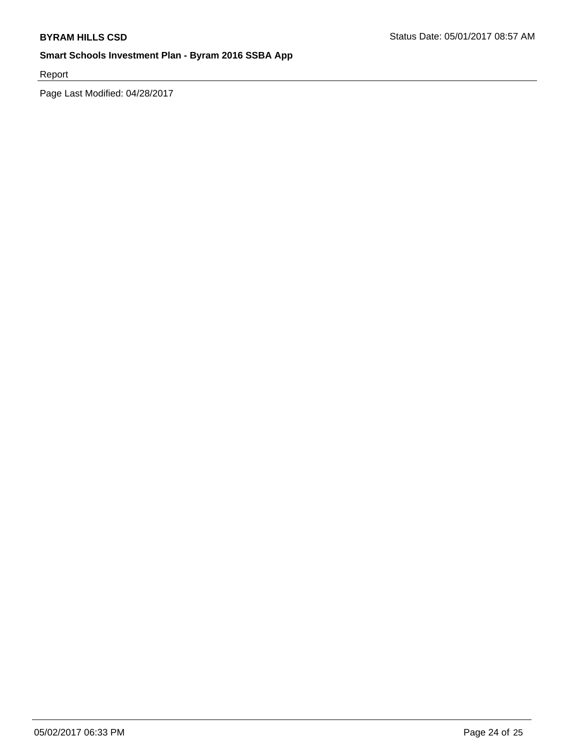Report

Page Last Modified: 04/28/2017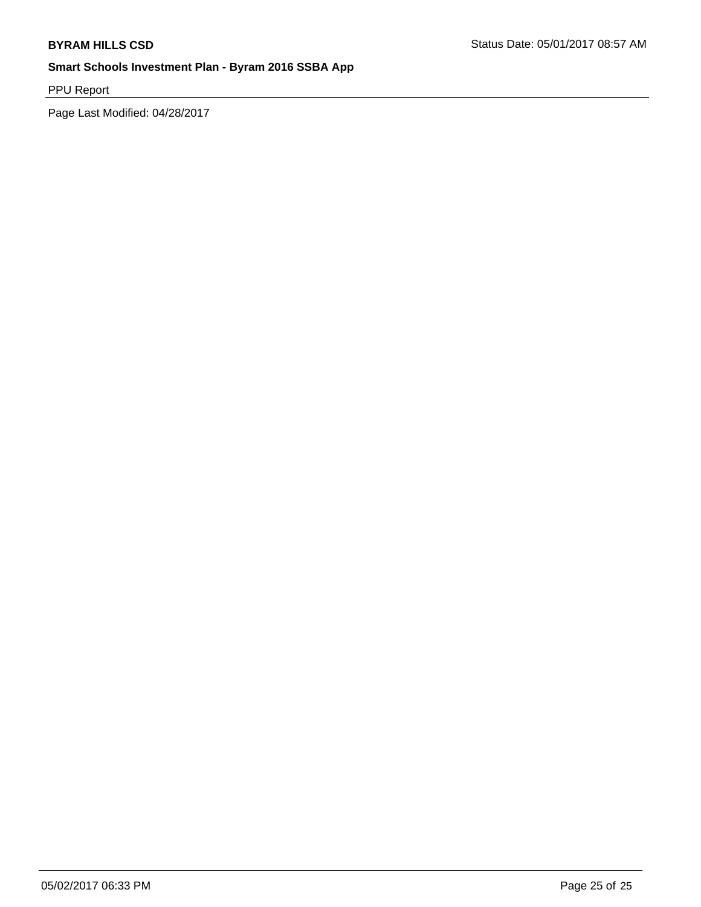PPU Report

Page Last Modified: 04/28/2017